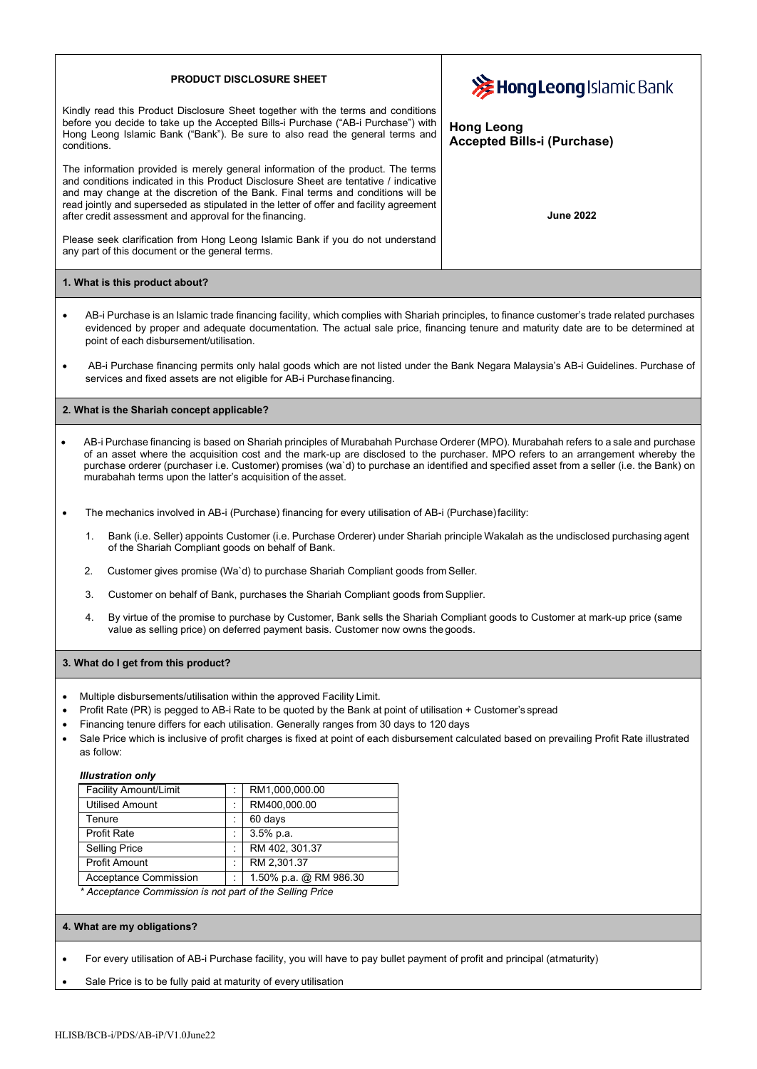**PRODUCT DISCLOSURE SHEET**

Kindly read this Product Disclosure Sheet together with the terms and conditions before you decide to take up the Accepted Bills-i Purchase ("AB-i Purchase") with Hong Leong Islamic Bank ("Bank"). Be sure to also read the general terms and conditions.

The information provided is merely general information of the product. The terms and conditions indicated in this Product Disclosure Sheet are tentative / indicative and may change at the discretion of the Bank. Final terms and conditions will be read jointly and superseded as stipulated in the letter of offer and facility agreement after credit assessment and approval for the financing.

Please seek clarification from Hong Leong Islamic Bank if you do not understand any part of this document or the general terms.

HongLeong Islamic Bank

**Hong Leong Accepted Bills-i (Purchase)**

**June 2022**

## 1. What is this product about?

- AB-i Purchase is an Islamic trade financing facility, which complies with Shariah principles, to finance customer's trade related purchases evidenced by proper and adequate documentation. The actual sale price, financing tenure and maturity date are to be determined at point of each disbursement/utilisation.
- AB-i Purchase financing permits only halal goods which are not listed under the Bank Negara Malaysia's AB-i Guidelines. Purchase of services and fixed assets are not eligible for AB-i Purchase financing.

## 2. What is the Shariah concept applicable?

- AB-i Purchase financing is based on Shariah principles of Murabahah Purchase Orderer (MPO). Murabahah refers to a sale and purchase of an asset where the acquisition cost and the mark-up are disclosed to the purchaser. MPO refers to an arrangement whereby the purchase orderer (purchaser i.e. Customer) promises (wa`d) to purchase an identified and specified asset from a seller (i.e. the Bank) on murabahah terms upon the latter's acquisition of the asset.
- The mechanics involved in AB-i (Purchase) financing for every utilisation of AB-i (Purchase) facility:
  1. Bank (i.e. Seller) appoints Customer (i.e. Purchase Orderer) under Shariah principle Wakalah as the undisclosed purchasing agent of the Shariah Compliant goods on behalf of Bank.
  2. Customer gives promise (Wa`d) to purchase Shariah Compliant goods from Seller.
  3. Customer on behalf of Bank, purchases the Shariah Compliant goods from Supplier.
  4. By virtue of the promise to purchase by Customer, Bank sells the Shariah Compliant goods to Customer at mark-up price (same value as selling price) on deferred payment basis. Customer now owns the goods.

## 3. What do I get from this product?

- Multiple disbursements/utilisation within the approved Facility Limit.
- Profit Rate (PR) is pegged to AB-i Rate to be quoted by the Bank at point of utilisation + Customer's spread
- Financing tenure differs for each utilisation. Generally ranges from 30 days to 120 days
- Sale Price which is inclusive of profit charges is fixed at point of each disbursement calculated based on prevailing Profit Rate illustrated as follow:

***Illustration only***

| | | |
|---|---|---|
| Facility Amount/Limit | : | RM1,000,000.00 |
| Utilised Amount | : | RM400,000.00 |
| Tenure | : | 60 days |
| Profit Rate | : | 3.5% p.a. |
| Selling Price | : | RM 402, 301.37 |
| Profit Amount | : | RM 2,301.37 |
| Acceptance Commission | : | 1.50% p.a. @ RM 986.30 |

*\* Acceptance Commission is not part of the Selling Price*

## 4. What are my obligations?

- For every utilisation of AB-i Purchase facility, you will have to pay bullet payment of profit and principal (atmaturity)
- Sale Price is to be fully paid at maturity of every utilisation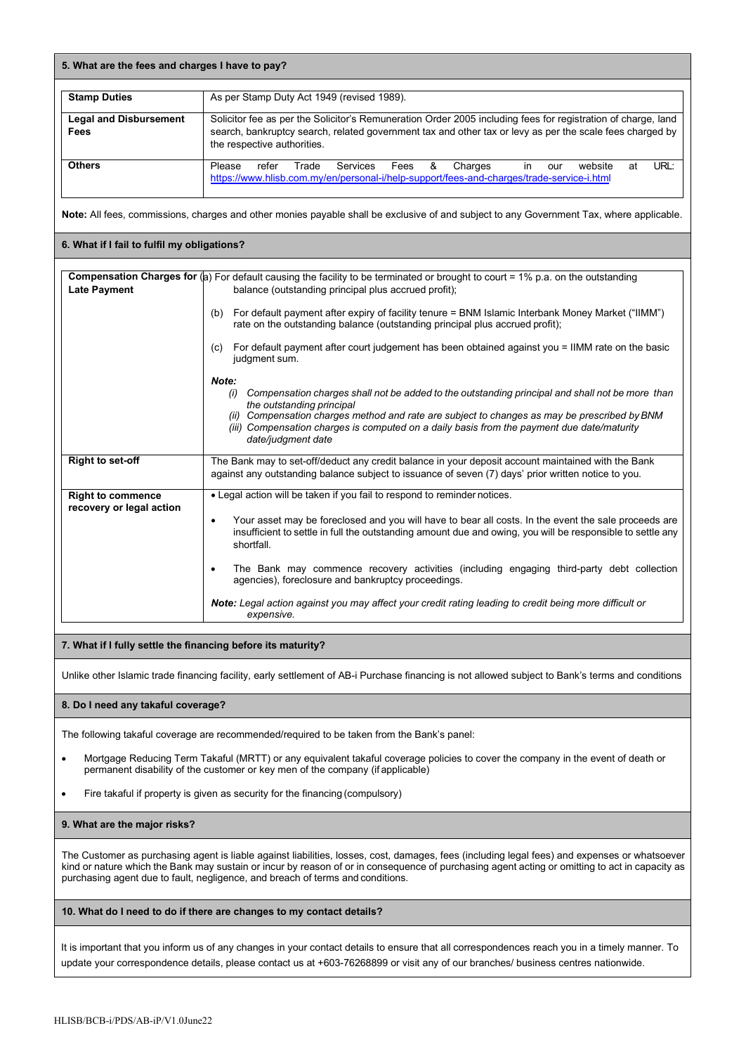## 5. What are the fees and charges I have to pay?

| | |
|---|---|
| **Stamp Duties** | As per Stamp Duty Act 1949 (revised 1989). |
| **Legal and Disbursement Fees** | Solicitor fee as per the Solicitor's Remuneration Order 2005 including fees for registration of charge, land search, bankruptcy search, related government tax and other tax or levy as per the scale fees charged by the respective authorities. |
| **Others** | Please refer Trade Services Fees & Charges in our website at URL: https://www.hlisb.com.my/en/personal-i/help-support/fees-and-charges/trade-service-i.html |

**Note:** All fees, commissions, charges and other monies payable shall be exclusive of and subject to any Government Tax, where applicable.

## 6. What if I fail to fulfil my obligations?

| | |
|---|---|
| **Compensation Charges for Late Payment** | (a) For default causing the facility to be terminated or brought to court = 1% p.a. on the outstanding balance (outstanding principal plus accrued profit);<br><br>(b) For default payment after expiry of facility tenure = BNM Islamic Interbank Money Market ("IIMM") rate on the outstanding balance (outstanding principal plus accrued profit);<br><br>(c) For default payment after court judgement has been obtained against you = IIMM rate on the basic judgment sum.<br><br>***Note:***<br>*(i) Compensation charges shall not be added to the outstanding principal and shall not be more than the outstanding principal*<br>*(ii) Compensation charges method and rate are subject to changes as may be prescribed by BNM*<br>*(iii) Compensation charges is computed on a daily basis from the payment due date/maturity date/judgment date* |
| **Right to set-off** | The Bank may to set-off/deduct any credit balance in your deposit account maintained with the Bank against any outstanding balance subject to issuance of seven (7) days' prior written notice to you. |
| **Right to commence recovery or legal action** | • Legal action will be taken if you fail to respond to reminder notices.<br><br>• Your asset may be foreclosed and you will have to bear all costs. In the event the sale proceeds are insufficient to settle in full the outstanding amount due and owing, you will be responsible to settle any shortfall.<br><br>• The Bank may commence recovery activities (including engaging third-party debt collection agencies), foreclosure and bankruptcy proceedings.<br><br>***Note:*** *Legal action against you may affect your credit rating leading to credit being more difficult or expensive.* |

## 7. What if I fully settle the financing before its maturity?

Unlike other Islamic trade financing facility, early settlement of AB-i Purchase financing is not allowed subject to Bank's terms and conditions

## 8. Do I need any takaful coverage?

The following takaful coverage are recommended/required to be taken from the Bank's panel:

- Mortgage Reducing Term Takaful (MRTT) or any equivalent takaful coverage policies to cover the company in the event of death or permanent disability of the customer or key men of the company (if applicable)
- Fire takaful if property is given as security for the financing (compulsory)

## 9. What are the major risks?

The Customer as purchasing agent is liable against liabilities, losses, cost, damages, fees (including legal fees) and expenses or whatsoever kind or nature which the Bank may sustain or incur by reason of or in consequence of purchasing agent acting or omitting to act in capacity as purchasing agent due to fault, negligence, and breach of terms and conditions.

## 10. What do I need to do if there are changes to my contact details?

It is important that you inform us of any changes in your contact details to ensure that all correspondences reach you in a timely manner. To update your correspondence details, please contact us at +603-76268899 or visit any of our branches/ business centres nationwide.

HLISB/BCB-i/PDS/AB-iP/V1.0June22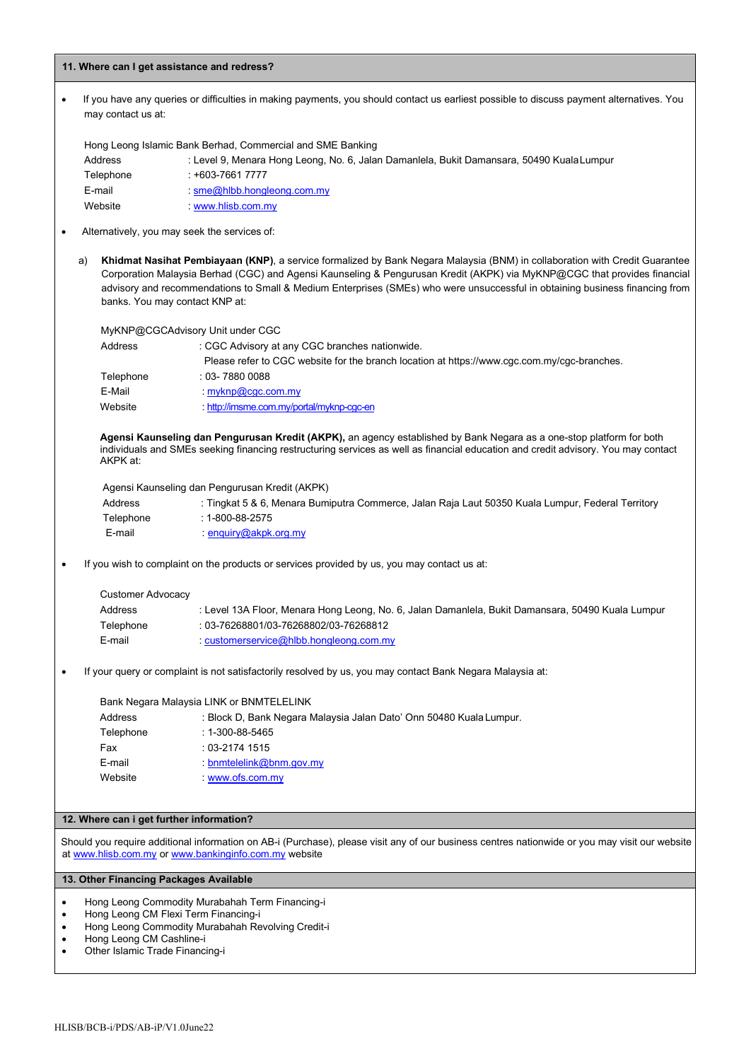## 11. Where can I get assistance and redress?

- If you have any queries or difficulties in making payments, you should contact us earliest possible to discuss payment alternatives. You may contact us at:

  Hong Leong Islamic Bank Berhad, Commercial and SME Banking
  Address : Level 9, Menara Hong Leong, No. 6, Jalan Damanlela, Bukit Damansara, 50490 Kuala Lumpur
  Telephone : +603-7661 7777
  E-mail : sme@hlbb.hongleong.com.my
  Website : www.hlisb.com.my

- Alternatively, you may seek the services of:

  a) **Khidmat Nasihat Pembiayaan (KNP)**, a service formalized by Bank Negara Malaysia (BNM) in collaboration with Credit Guarantee Corporation Malaysia Berhad (CGC) and Agensi Kaunseling & Pengurusan Kredit (AKPK) via MyKNP@CGC that provides financial advisory and recommendations to Small & Medium Enterprises (SMEs) who were unsuccessful in obtaining business financing from banks. You may contact KNP at:

  MyKNP@CGCAdvisory Unit under CGC
  Address : CGC Advisory at any CGC branches nationwide.
  Please refer to CGC website for the branch location at https://www.cgc.com.my/cgc-branches.
  Telephone : 03- 7880 0088
  E-Mail : myknp@cgc.com.my
  Website : http://imsme.com.my/portal/myknp-cgc-en

  **Agensi Kaunseling dan Pengurusan Kredit (AKPK),** an agency established by Bank Negara as a one-stop platform for both individuals and SMEs seeking financing restructuring services as well as financial education and credit advisory. You may contact AKPK at:

  Agensi Kaunseling dan Pengurusan Kredit (AKPK)
  Address : Tingkat 5 & 6, Menara Bumiputra Commerce, Jalan Raja Laut 50350 Kuala Lumpur, Federal Territory
  Telephone : 1-800-88-2575
  E-mail : enquiry@akpk.org.my

- If you wish to complaint on the products or services provided by us, you may contact us at:

  Customer Advocacy
  Address : Level 13A Floor, Menara Hong Leong, No. 6, Jalan Damanlela, Bukit Damansara, 50490 Kuala Lumpur
  Telephone : 03-76268801/03-76268802/03-76268812
  E-mail : customerservice@hlbb.hongleong.com.my

- If your query or complaint is not satisfactorily resolved by us, you may contact Bank Negara Malaysia at:

  Bank Negara Malaysia LINK or BNMTELELINK
  Address : Block D, Bank Negara Malaysia Jalan Dato' Onn 50480 Kuala Lumpur.
  Telephone : 1-300-88-5465
  Fax : 03-2174 1515
  E-mail : bnmtelelink@bnm.gov.my
  Website : www.ofs.com.my

## 12. Where can i get further information?

Should you require additional information on AB-i (Purchase), please visit any of our business centres nationwide or you may visit our website at www.hlisb.com.my or www.bankinginfo.com.my website

## 13. Other Financing Packages Available

- Hong Leong Commodity Murabahah Term Financing-i
- Hong Leong CM Flexi Term Financing-i
- Hong Leong Commodity Murabahah Revolving Credit-i
- Hong Leong CM Cashline-i
- Other Islamic Trade Financing-i

HLISB/BCB-i/PDS/AB-iP/V1.0June22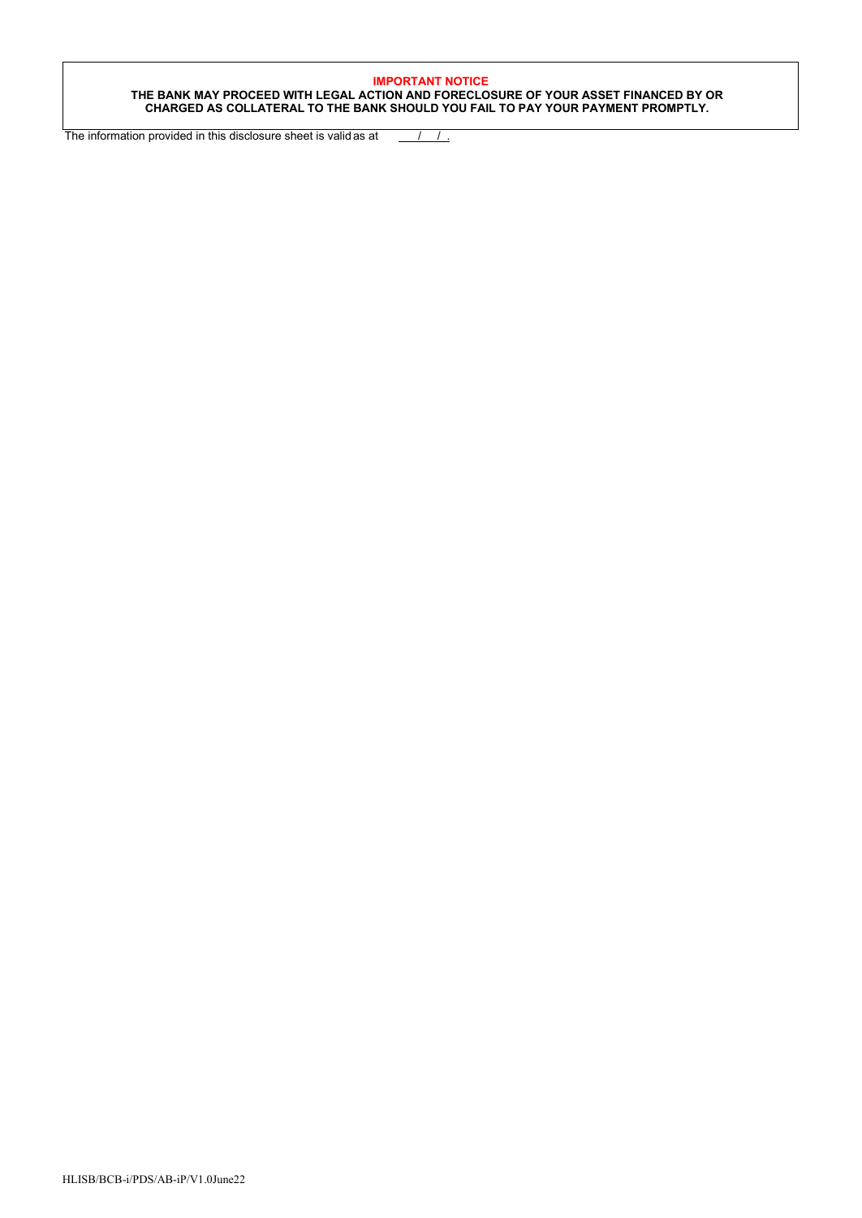**IMPORTANT NOTICE**

**THE BANK MAY PROCEED WITH LEGAL ACTION AND FORECLOSURE OF YOUR ASSET FINANCED BY OR CHARGED AS COLLATERAL TO THE BANK SHOULD YOU FAIL TO PAY YOUR PAYMENT PROMPTLY.**

The information provided in this disclosure sheet is valid as at \_\_/\_\_/\_\_.

HLISB/BCB-i/PDS/AB-iP/V1.0June22